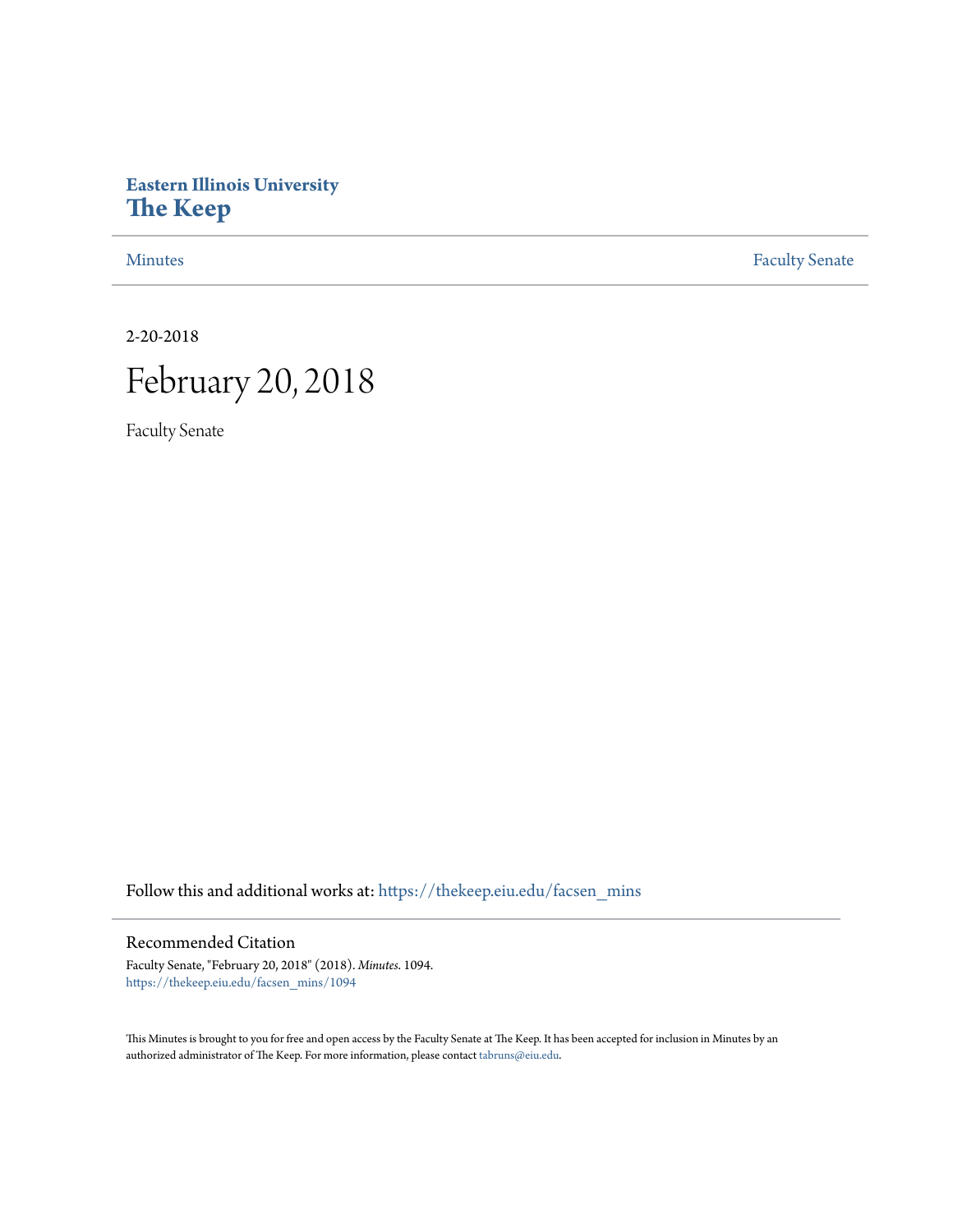**Eastern Illinois University**
# The Keep

Minutes | Faculty Senate

2-20-2018

# February 20, 2018

Faculty Senate

Follow this and additional works at: https://thekeep.eiu.edu/facsen_mins

## Recommended Citation

Faculty Senate, "February 20, 2018" (2018). *Minutes*. 1094.
https://thekeep.eiu.edu/facsen_mins/1094

This Minutes is brought to you for free and open access by the Faculty Senate at The Keep. It has been accepted for inclusion in Minutes by an authorized administrator of The Keep. For more information, please contact tabruns@eiu.edu.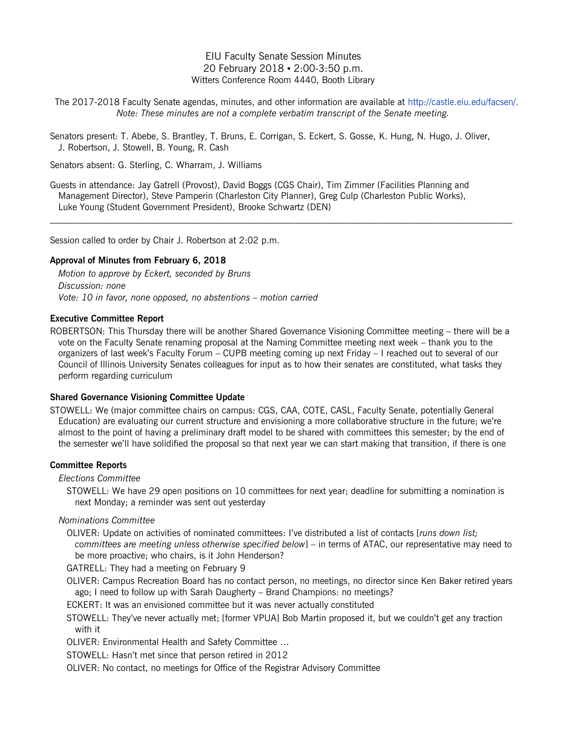EIU Faculty Senate Session Minutes
20 February 2018 ▪ 2:00-3:50 p.m.
Witters Conference Room 4440, Booth Library

The 2017-2018 Faculty Senate agendas, minutes, and other information are available at http://castle.eiu.edu/facsen/.
*Note: These minutes are not a complete verbatim transcript of the Senate meeting.*

Senators present: T. Abebe, S. Brantley, T. Bruns, E. Corrigan, S. Eckert, S. Gosse, K. Hung, N. Hugo, J. Oliver, J. Robertson, J. Stowell, B. Young, R. Cash

Senators absent: G. Sterling, C. Wharram, J. Williams

Guests in attendance: Jay Gatrell (Provost), David Boggs (CGS Chair), Tim Zimmer (Facilities Planning and Management Director), Steve Pamperin (Charleston City Planner), Greg Culp (Charleston Public Works), Luke Young (Student Government President), Brooke Schwartz (DEN)

---

Session called to order by Chair J. Robertson at 2:02 p.m.

**Approval of Minutes from February 6, 2018**

*Motion to approve by Eckert, seconded by Bruns*
*Discussion: none*
*Vote: 10 in favor, none opposed, no abstentions – motion carried*

**Executive Committee Report**

ROBERTSON: This Thursday there will be another Shared Governance Visioning Committee meeting – there will be a vote on the Faculty Senate renaming proposal at the Naming Committee meeting next week – thank you to the organizers of last week's Faculty Forum – CUPB meeting coming up next Friday – I reached out to several of our Council of Illinois University Senates colleagues for input as to how their senates are constituted, what tasks they perform regarding curriculum

**Shared Governance Visioning Committee Update**

STOWELL: We (major committee chairs on campus: CGS, CAA, COTE, CASL, Faculty Senate, potentially General Education) are evaluating our current structure and envisioning a more collaborative structure in the future; we're almost to the point of having a preliminary draft model to be shared with committees this semester; by the end of the semester we'll have solidified the proposal so that next year we can start making that transition, if there is one

**Committee Reports**

*Elections Committee*

STOWELL: We have 29 open positions on 10 committees for next year; deadline for submitting a nomination is next Monday; a reminder was sent out yesterday

*Nominations Committee*

OLIVER: Update on activities of nominated committees: I've distributed a list of contacts [*runs down list; committees are meeting unless otherwise specified below*] – in terms of ATAC, our representative may need to be more proactive; who chairs, is it John Henderson?

GATRELL: They had a meeting on February 9

OLIVER: Campus Recreation Board has no contact person, no meetings, no director since Ken Baker retired years ago; I need to follow up with Sarah Daugherty – Brand Champions: no meetings?

ECKERT: It was an envisioned committee but it was never actually constituted

STOWELL: They've never actually met; [former VPUA] Bob Martin proposed it, but we couldn't get any traction with it

OLIVER: Environmental Health and Safety Committee …

STOWELL: Hasn't met since that person retired in 2012

OLIVER: No contact, no meetings for Office of the Registrar Advisory Committee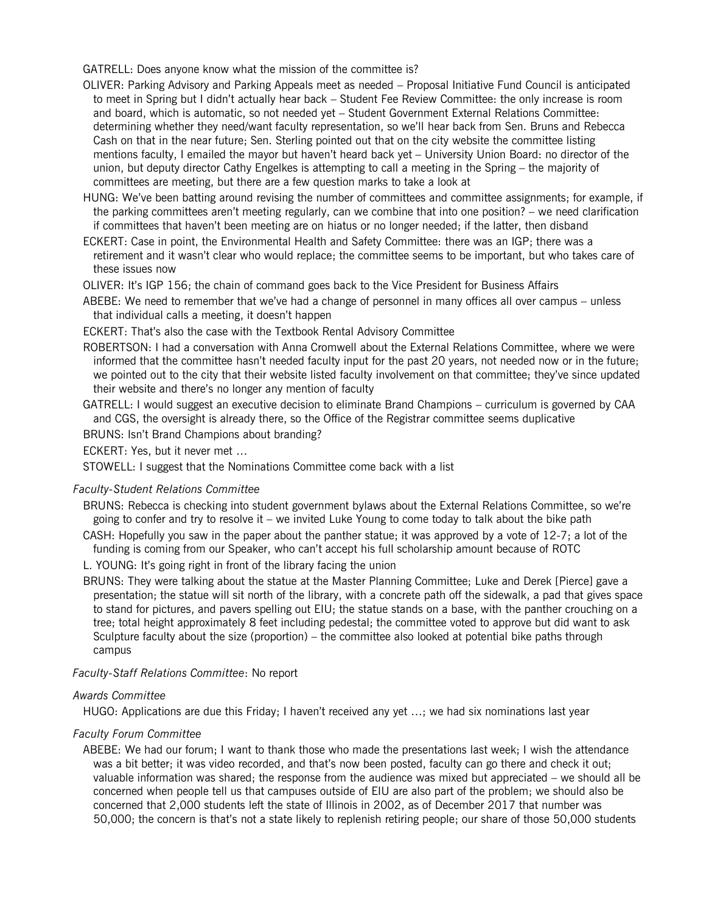GATRELL: Does anyone know what the mission of the committee is?

OLIVER: Parking Advisory and Parking Appeals meet as needed – Proposal Initiative Fund Council is anticipated to meet in Spring but I didn't actually hear back – Student Fee Review Committee: the only increase is room and board, which is automatic, so not needed yet – Student Government External Relations Committee: determining whether they need/want faculty representation, so we'll hear back from Sen. Bruns and Rebecca Cash on that in the near future; Sen. Sterling pointed out that on the city website the committee listing mentions faculty, I emailed the mayor but haven't heard back yet – University Union Board: no director of the union, but deputy director Cathy Engelkes is attempting to call a meeting in the Spring – the majority of committees are meeting, but there are a few question marks to take a look at

HUNG: We've been batting around revising the number of committees and committee assignments; for example, if the parking committees aren't meeting regularly, can we combine that into one position? – we need clarification if committees that haven't been meeting are on hiatus or no longer needed; if the latter, then disband

ECKERT: Case in point, the Environmental Health and Safety Committee: there was an IGP; there was a retirement and it wasn't clear who would replace; the committee seems to be important, but who takes care of these issues now

OLIVER: It's IGP 156; the chain of command goes back to the Vice President for Business Affairs

ABEBE: We need to remember that we've had a change of personnel in many offices all over campus – unless that individual calls a meeting, it doesn't happen

ECKERT: That's also the case with the Textbook Rental Advisory Committee

ROBERTSON: I had a conversation with Anna Cromwell about the External Relations Committee, where we were informed that the committee hasn't needed faculty input for the past 20 years, not needed now or in the future; we pointed out to the city that their website listed faculty involvement on that committee; they've since updated their website and there's no longer any mention of faculty

GATRELL: I would suggest an executive decision to eliminate Brand Champions – curriculum is governed by CAA and CGS, the oversight is already there, so the Office of the Registrar committee seems duplicative

BRUNS: Isn't Brand Champions about branding?

ECKERT: Yes, but it never met …

STOWELL: I suggest that the Nominations Committee come back with a list

*Faculty-Student Relations Committee*

BRUNS: Rebecca is checking into student government bylaws about the External Relations Committee, so we're going to confer and try to resolve it – we invited Luke Young to come today to talk about the bike path

CASH: Hopefully you saw in the paper about the panther statue; it was approved by a vote of 12-7; a lot of the funding is coming from our Speaker, who can't accept his full scholarship amount because of ROTC

L. YOUNG: It's going right in front of the library facing the union

BRUNS: They were talking about the statue at the Master Planning Committee; Luke and Derek [Pierce] gave a presentation; the statue will sit north of the library, with a concrete path off the sidewalk, a pad that gives space to stand for pictures, and pavers spelling out EIU; the statue stands on a base, with the panther crouching on a tree; total height approximately 8 feet including pedestal; the committee voted to approve but did want to ask Sculpture faculty about the size (proportion) – the committee also looked at potential bike paths through campus

*Faculty-Staff Relations Committee*: No report

*Awards Committee*

HUGO: Applications are due this Friday; I haven't received any yet …; we had six nominations last year

*Faculty Forum Committee*

ABEBE: We had our forum; I want to thank those who made the presentations last week; I wish the attendance was a bit better; it was video recorded, and that's now been posted, faculty can go there and check it out; valuable information was shared; the response from the audience was mixed but appreciated – we should all be concerned when people tell us that campuses outside of EIU are also part of the problem; we should also be concerned that 2,000 students left the state of Illinois in 2002, as of December 2017 that number was 50,000; the concern is that's not a state likely to replenish retiring people; our share of those 50,000 students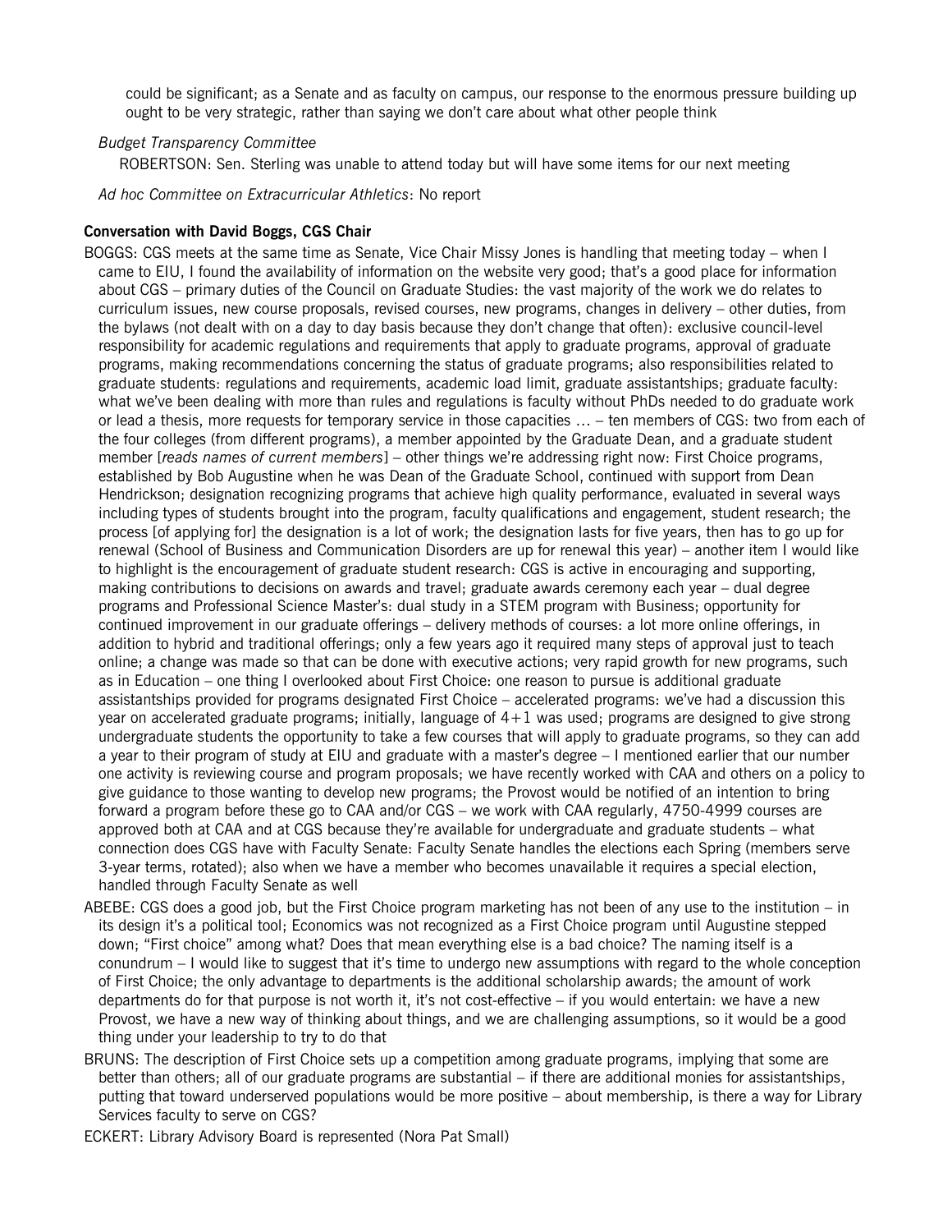could be significant; as a Senate and as faculty on campus, our response to the enormous pressure building up ought to be very strategic, rather than saying we don't care about what other people think

*Budget Transparency Committee*

ROBERTSON: Sen. Sterling was unable to attend today but will have some items for our next meeting

*Ad hoc Committee on Extracurricular Athletics*: No report

**Conversation with David Boggs, CGS Chair**

BOGGS: CGS meets at the same time as Senate, Vice Chair Missy Jones is handling that meeting today – when I came to EIU, I found the availability of information on the website very good; that's a good place for information about CGS – primary duties of the Council on Graduate Studies: the vast majority of the work we do relates to curriculum issues, new course proposals, revised courses, new programs, changes in delivery – other duties, from the bylaws (not dealt with on a day to day basis because they don't change that often): exclusive council-level responsibility for academic regulations and requirements that apply to graduate programs, approval of graduate programs, making recommendations concerning the status of graduate programs; also responsibilities related to graduate students: regulations and requirements, academic load limit, graduate assistantships; graduate faculty: what we've been dealing with more than rules and regulations is faculty without PhDs needed to do graduate work or lead a thesis, more requests for temporary service in those capacities … – ten members of CGS: two from each of the four colleges (from different programs), a member appointed by the Graduate Dean, and a graduate student member [*reads names of current members*] – other things we're addressing right now: First Choice programs, established by Bob Augustine when he was Dean of the Graduate School, continued with support from Dean Hendrickson; designation recognizing programs that achieve high quality performance, evaluated in several ways including types of students brought into the program, faculty qualifications and engagement, student research; the process [of applying for] the designation is a lot of work; the designation lasts for five years, then has to go up for renewal (School of Business and Communication Disorders are up for renewal this year) – another item I would like to highlight is the encouragement of graduate student research: CGS is active in encouraging and supporting, making contributions to decisions on awards and travel; graduate awards ceremony each year – dual degree programs and Professional Science Master's: dual study in a STEM program with Business; opportunity for continued improvement in our graduate offerings – delivery methods of courses: a lot more online offerings, in addition to hybrid and traditional offerings; only a few years ago it required many steps of approval just to teach online; a change was made so that can be done with executive actions; very rapid growth for new programs, such as in Education – one thing I overlooked about First Choice: one reason to pursue is additional graduate assistantships provided for programs designated First Choice – accelerated programs: we've had a discussion this year on accelerated graduate programs; initially, language of 4+1 was used; programs are designed to give strong undergraduate students the opportunity to take a few courses that will apply to graduate programs, so they can add a year to their program of study at EIU and graduate with a master's degree – I mentioned earlier that our number one activity is reviewing course and program proposals; we have recently worked with CAA and others on a policy to give guidance to those wanting to develop new programs; the Provost would be notified of an intention to bring forward a program before these go to CAA and/or CGS – we work with CAA regularly, 4750-4999 courses are approved both at CAA and at CGS because they're available for undergraduate and graduate students – what connection does CGS have with Faculty Senate: Faculty Senate handles the elections each Spring (members serve 3-year terms, rotated); also when we have a member who becomes unavailable it requires a special election, handled through Faculty Senate as well

ABEBE: CGS does a good job, but the First Choice program marketing has not been of any use to the institution – in its design it's a political tool; Economics was not recognized as a First Choice program until Augustine stepped down; "First choice" among what? Does that mean everything else is a bad choice? The naming itself is a conundrum – I would like to suggest that it's time to undergo new assumptions with regard to the whole conception of First Choice; the only advantage to departments is the additional scholarship awards; the amount of work departments do for that purpose is not worth it, it's not cost-effective – if you would entertain: we have a new Provost, we have a new way of thinking about things, and we are challenging assumptions, so it would be a good thing under your leadership to try to do that

BRUNS: The description of First Choice sets up a competition among graduate programs, implying that some are better than others; all of our graduate programs are substantial – if there are additional monies for assistantships, putting that toward underserved populations would be more positive – about membership, is there a way for Library Services faculty to serve on CGS?

ECKERT: Library Advisory Board is represented (Nora Pat Small)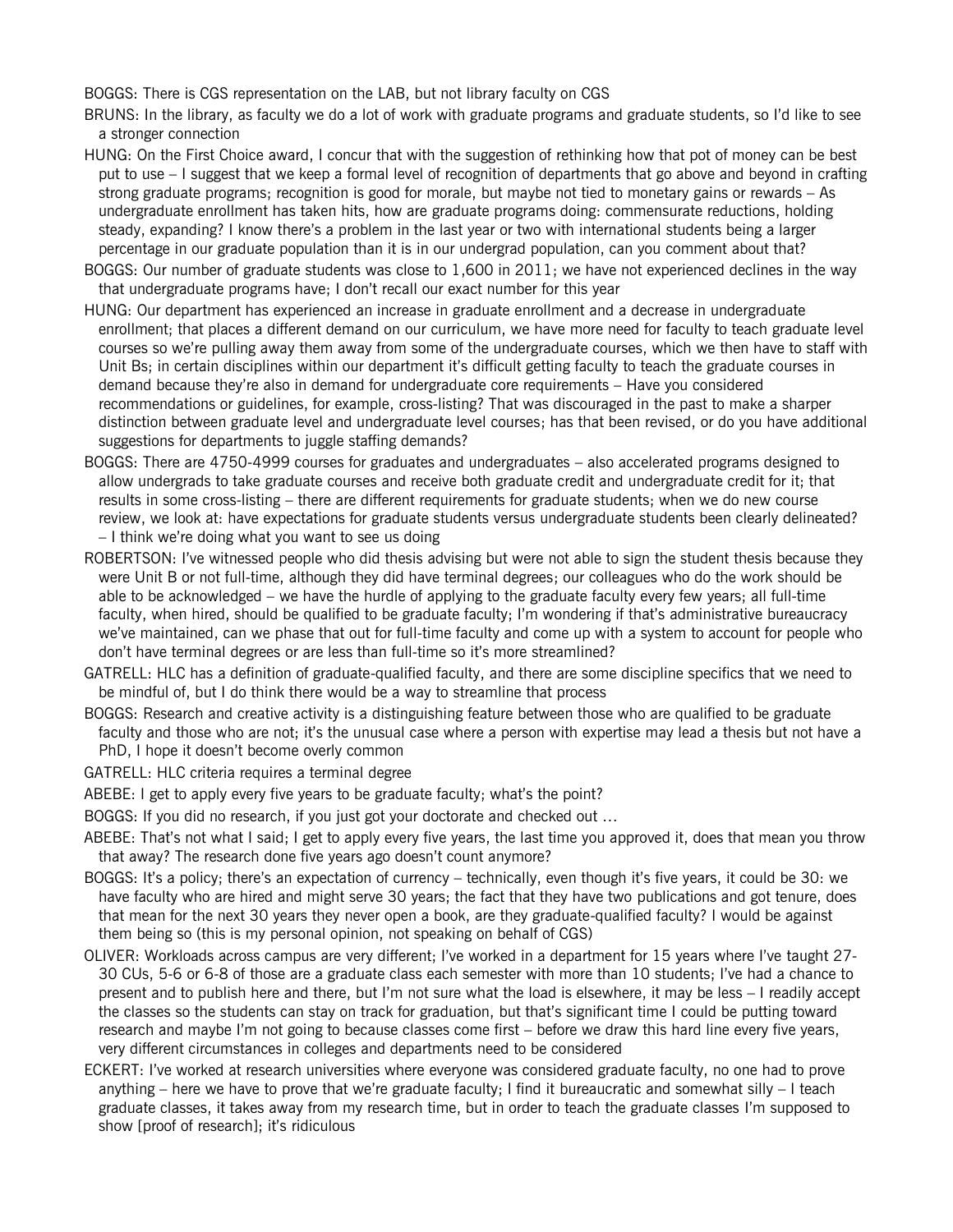BOGGS: There is CGS representation on the LAB, but not library faculty on CGS

BRUNS: In the library, as faculty we do a lot of work with graduate programs and graduate students, so I'd like to see a stronger connection

HUNG: On the First Choice award, I concur that with the suggestion of rethinking how that pot of money can be best put to use – I suggest that we keep a formal level of recognition of departments that go above and beyond in crafting strong graduate programs; recognition is good for morale, but maybe not tied to monetary gains or rewards – As undergraduate enrollment has taken hits, how are graduate programs doing: commensurate reductions, holding steady, expanding? I know there's a problem in the last year or two with international students being a larger percentage in our graduate population than it is in our undergrad population, can you comment about that?

BOGGS: Our number of graduate students was close to 1,600 in 2011; we have not experienced declines in the way that undergraduate programs have; I don't recall our exact number for this year

HUNG: Our department has experienced an increase in graduate enrollment and a decrease in undergraduate enrollment; that places a different demand on our curriculum, we have more need for faculty to teach graduate level courses so we're pulling away them away from some of the undergraduate courses, which we then have to staff with Unit Bs; in certain disciplines within our department it's difficult getting faculty to teach the graduate courses in demand because they're also in demand for undergraduate core requirements – Have you considered recommendations or guidelines, for example, cross-listing? That was discouraged in the past to make a sharper distinction between graduate level and undergraduate level courses; has that been revised, or do you have additional suggestions for departments to juggle staffing demands?

BOGGS: There are 4750-4999 courses for graduates and undergraduates – also accelerated programs designed to allow undergrads to take graduate courses and receive both graduate credit and undergraduate credit for it; that results in some cross-listing – there are different requirements for graduate students; when we do new course review, we look at: have expectations for graduate students versus undergraduate students been clearly delineated? – I think we're doing what you want to see us doing

ROBERTSON: I've witnessed people who did thesis advising but were not able to sign the student thesis because they were Unit B or not full-time, although they did have terminal degrees; our colleagues who do the work should be able to be acknowledged – we have the hurdle of applying to the graduate faculty every few years; all full-time faculty, when hired, should be qualified to be graduate faculty; I'm wondering if that's administrative bureaucracy we've maintained, can we phase that out for full-time faculty and come up with a system to account for people who don't have terminal degrees or are less than full-time so it's more streamlined?

GATRELL: HLC has a definition of graduate-qualified faculty, and there are some discipline specifics that we need to be mindful of, but I do think there would be a way to streamline that process

BOGGS: Research and creative activity is a distinguishing feature between those who are qualified to be graduate faculty and those who are not; it's the unusual case where a person with expertise may lead a thesis but not have a PhD, I hope it doesn't become overly common

GATRELL: HLC criteria requires a terminal degree

ABEBE: I get to apply every five years to be graduate faculty; what's the point?

BOGGS: If you did no research, if you just got your doctorate and checked out …

ABEBE: That's not what I said; I get to apply every five years, the last time you approved it, does that mean you throw that away? The research done five years ago doesn't count anymore?

BOGGS: It's a policy; there's an expectation of currency – technically, even though it's five years, it could be 30: we have faculty who are hired and might serve 30 years; the fact that they have two publications and got tenure, does that mean for the next 30 years they never open a book, are they graduate-qualified faculty? I would be against them being so (this is my personal opinion, not speaking on behalf of CGS)

OLIVER: Workloads across campus are very different; I've worked in a department for 15 years where I've taught 27-30 CUs, 5-6 or 6-8 of those are a graduate class each semester with more than 10 students; I've had a chance to present and to publish here and there, but I'm not sure what the load is elsewhere, it may be less – I readily accept the classes so the students can stay on track for graduation, but that's significant time I could be putting toward research and maybe I'm not going to because classes come first – before we draw this hard line every five years, very different circumstances in colleges and departments need to be considered

ECKERT: I've worked at research universities where everyone was considered graduate faculty, no one had to prove anything – here we have to prove that we're graduate faculty; I find it bureaucratic and somewhat silly – I teach graduate classes, it takes away from my research time, but in order to teach the graduate classes I'm supposed to show [proof of research]; it's ridiculous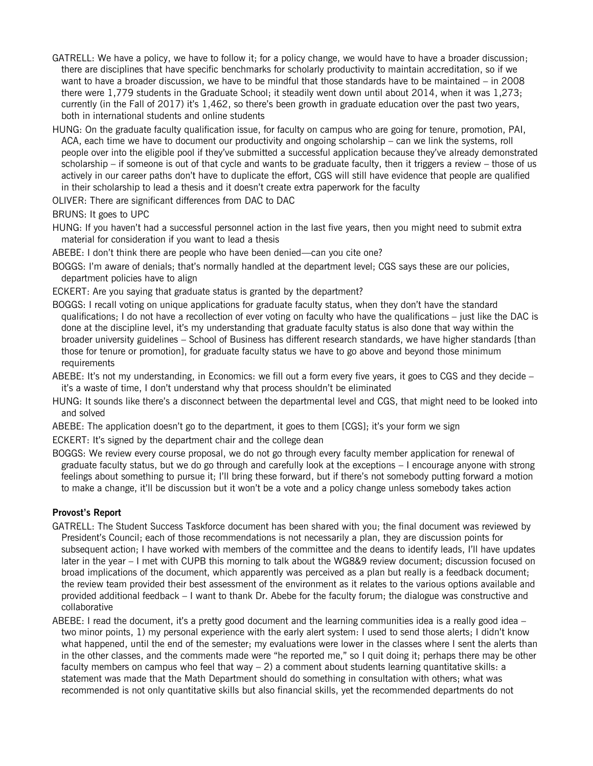GATRELL: We have a policy, we have to follow it; for a policy change, we would have to have a broader discussion; there are disciplines that have specific benchmarks for scholarly productivity to maintain accreditation, so if we want to have a broader discussion, we have to be mindful that those standards have to be maintained – in 2008 there were 1,779 students in the Graduate School; it steadily went down until about 2014, when it was 1,273; currently (in the Fall of 2017) it's 1,462, so there's been growth in graduate education over the past two years, both in international students and online students

HUNG: On the graduate faculty qualification issue, for faculty on campus who are going for tenure, promotion, PAI, ACA, each time we have to document our productivity and ongoing scholarship – can we link the systems, roll people over into the eligible pool if they've submitted a successful application because they've already demonstrated scholarship – if someone is out of that cycle and wants to be graduate faculty, then it triggers a review – those of us actively in our career paths don't have to duplicate the effort, CGS will still have evidence that people are qualified in their scholarship to lead a thesis and it doesn't create extra paperwork for the faculty

OLIVER: There are significant differences from DAC to DAC

BRUNS: It goes to UPC

HUNG: If you haven't had a successful personnel action in the last five years, then you might need to submit extra material for consideration if you want to lead a thesis

ABEBE: I don't think there are people who have been denied—can you cite one?

BOGGS: I'm aware of denials; that's normally handled at the department level; CGS says these are our policies, department policies have to align

ECKERT: Are you saying that graduate status is granted by the department?

BOGGS: I recall voting on unique applications for graduate faculty status, when they don't have the standard qualifications; I do not have a recollection of ever voting on faculty who have the qualifications – just like the DAC is done at the discipline level, it's my understanding that graduate faculty status is also done that way within the broader university guidelines – School of Business has different research standards, we have higher standards [than those for tenure or promotion], for graduate faculty status we have to go above and beyond those minimum requirements

ABEBE: It's not my understanding, in Economics: we fill out a form every five years, it goes to CGS and they decide – it's a waste of time, I don't understand why that process shouldn't be eliminated

HUNG: It sounds like there's a disconnect between the departmental level and CGS, that might need to be looked into and solved

ABEBE: The application doesn't go to the department, it goes to them [CGS]; it's your form we sign

ECKERT: It's signed by the department chair and the college dean

BOGGS: We review every course proposal, we do not go through every faculty member application for renewal of graduate faculty status, but we do go through and carefully look at the exceptions – I encourage anyone with strong feelings about something to pursue it; I'll bring these forward, but if there's not somebody putting forward a motion to make a change, it'll be discussion but it won't be a vote and a policy change unless somebody takes action

**Provost's Report**

GATRELL: The Student Success Taskforce document has been shared with you; the final document was reviewed by President's Council; each of those recommendations is not necessarily a plan, they are discussion points for subsequent action; I have worked with members of the committee and the deans to identify leads, I'll have updates later in the year – I met with CUPB this morning to talk about the WG8&9 review document; discussion focused on broad implications of the document, which apparently was perceived as a plan but really is a feedback document; the review team provided their best assessment of the environment as it relates to the various options available and provided additional feedback – I want to thank Dr. Abebe for the faculty forum; the dialogue was constructive and collaborative

ABEBE: I read the document, it's a pretty good document and the learning communities idea is a really good idea – two minor points, 1) my personal experience with the early alert system: I used to send those alerts; I didn't know what happened, until the end of the semester; my evaluations were lower in the classes where I sent the alerts than in the other classes, and the comments made were "he reported me," so I quit doing it; perhaps there may be other faculty members on campus who feel that way – 2) a comment about students learning quantitative skills: a statement was made that the Math Department should do something in consultation with others; what was recommended is not only quantitative skills but also financial skills, yet the recommended departments do not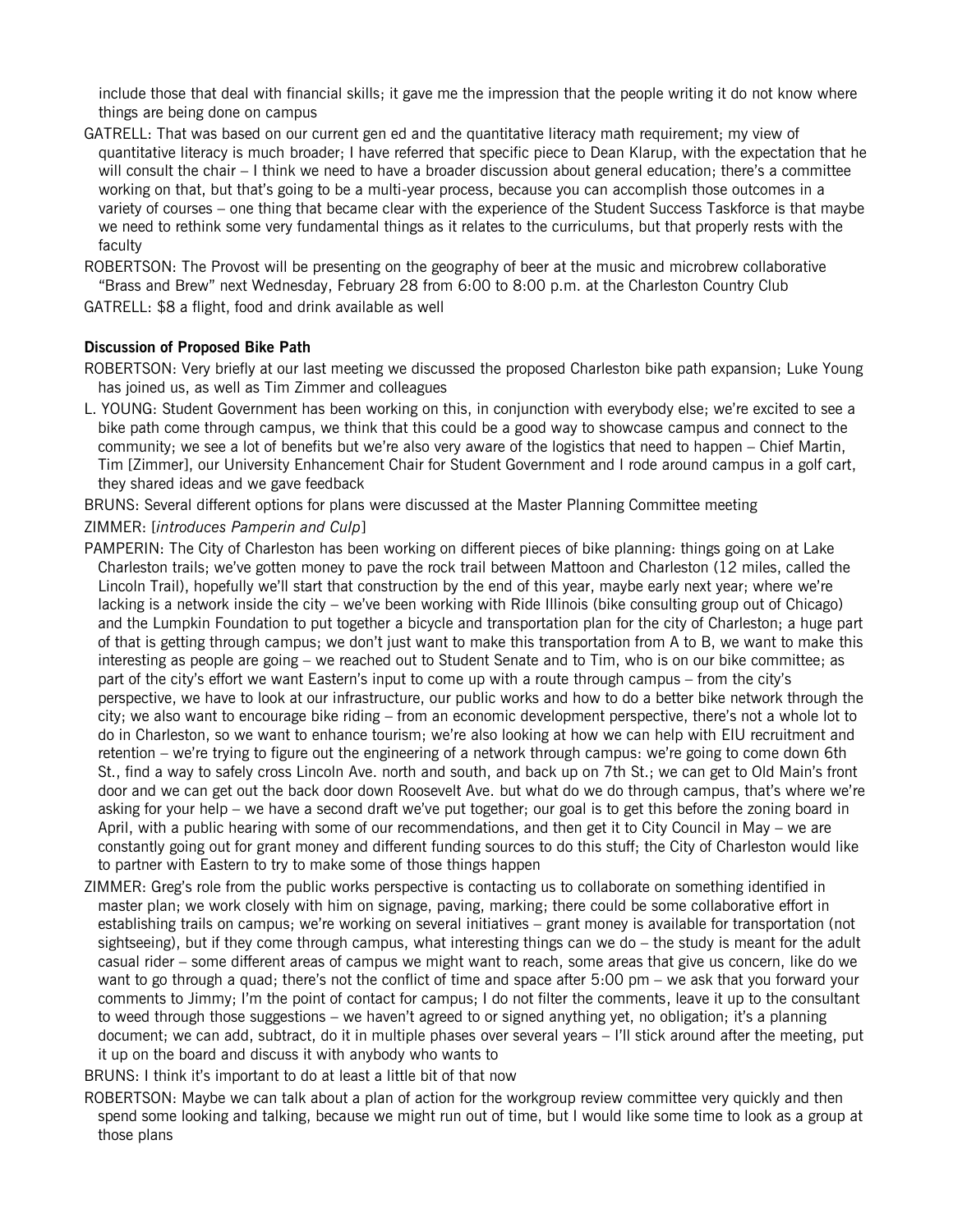include those that deal with financial skills; it gave me the impression that the people writing it do not know where things are being done on campus

GATRELL: That was based on our current gen ed and the quantitative literacy math requirement; my view of quantitative literacy is much broader; I have referred that specific piece to Dean Klarup, with the expectation that he will consult the chair – I think we need to have a broader discussion about general education; there's a committee working on that, but that's going to be a multi-year process, because you can accomplish those outcomes in a variety of courses – one thing that became clear with the experience of the Student Success Taskforce is that maybe we need to rethink some very fundamental things as it relates to the curriculums, but that properly rests with the faculty

ROBERTSON: The Provost will be presenting on the geography of beer at the music and microbrew collaborative "Brass and Brew" next Wednesday, February 28 from 6:00 to 8:00 p.m. at the Charleston Country Club

GATRELL: $8 a flight, food and drink available as well

**Discussion of Proposed Bike Path**

ROBERTSON: Very briefly at our last meeting we discussed the proposed Charleston bike path expansion; Luke Young has joined us, as well as Tim Zimmer and colleagues

L. YOUNG: Student Government has been working on this, in conjunction with everybody else; we're excited to see a bike path come through campus, we think that this could be a good way to showcase campus and connect to the community; we see a lot of benefits but we're also very aware of the logistics that need to happen – Chief Martin, Tim [Zimmer], our University Enhancement Chair for Student Government and I rode around campus in a golf cart, they shared ideas and we gave feedback

BRUNS: Several different options for plans were discussed at the Master Planning Committee meeting

ZIMMER: [*introduces Pamperin and Culp*]

PAMPERIN: The City of Charleston has been working on different pieces of bike planning: things going on at Lake Charleston trails; we've gotten money to pave the rock trail between Mattoon and Charleston (12 miles, called the Lincoln Trail), hopefully we'll start that construction by the end of this year, maybe early next year; where we're lacking is a network inside the city – we've been working with Ride Illinois (bike consulting group out of Chicago) and the Lumpkin Foundation to put together a bicycle and transportation plan for the city of Charleston; a huge part of that is getting through campus; we don't just want to make this transportation from A to B, we want to make this interesting as people are going – we reached out to Student Senate and to Tim, who is on our bike committee; as part of the city's effort we want Eastern's input to come up with a route through campus – from the city's perspective, we have to look at our infrastructure, our public works and how to do a better bike network through the city; we also want to encourage bike riding – from an economic development perspective, there's not a whole lot to do in Charleston, so we want to enhance tourism; we're also looking at how we can help with EIU recruitment and retention – we're trying to figure out the engineering of a network through campus: we're going to come down 6th St., find a way to safely cross Lincoln Ave. north and south, and back up on 7th St.; we can get to Old Main's front door and we can get out the back door down Roosevelt Ave. but what do we do through campus, that's where we're asking for your help – we have a second draft we've put together; our goal is to get this before the zoning board in April, with a public hearing with some of our recommendations, and then get it to City Council in May – we are constantly going out for grant money and different funding sources to do this stuff; the City of Charleston would like to partner with Eastern to try to make some of those things happen

ZIMMER: Greg's role from the public works perspective is contacting us to collaborate on something identified in master plan; we work closely with him on signage, paving, marking; there could be some collaborative effort in establishing trails on campus; we're working on several initiatives – grant money is available for transportation (not sightseeing), but if they come through campus, what interesting things can we do – the study is meant for the adult casual rider – some different areas of campus we might want to reach, some areas that give us concern, like do we want to go through a quad; there's not the conflict of time and space after 5:00 pm – we ask that you forward your comments to Jimmy; I'm the point of contact for campus; I do not filter the comments, leave it up to the consultant to weed through those suggestions – we haven't agreed to or signed anything yet, no obligation; it's a planning document; we can add, subtract, do it in multiple phases over several years – I'll stick around after the meeting, put it up on the board and discuss it with anybody who wants to

BRUNS: I think it's important to do at least a little bit of that now

ROBERTSON: Maybe we can talk about a plan of action for the workgroup review committee very quickly and then spend some looking and talking, because we might run out of time, but I would like some time to look as a group at those plans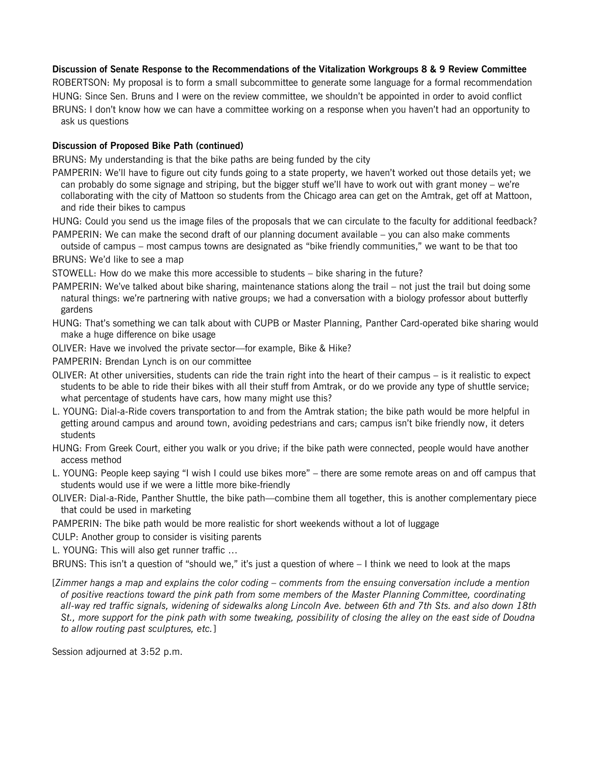**Discussion of Senate Response to the Recommendations of the Vitalization Workgroups 8 & 9 Review Committee**

ROBERTSON: My proposal is to form a small subcommittee to generate some language for a formal recommendation

HUNG: Since Sen. Bruns and I were on the review committee, we shouldn't be appointed in order to avoid conflict

BRUNS: I don't know how we can have a committee working on a response when you haven't had an opportunity to ask us questions

**Discussion of Proposed Bike Path (continued)**

BRUNS: My understanding is that the bike paths are being funded by the city

PAMPERIN: We'll have to figure out city funds going to a state property, we haven't worked out those details yet; we can probably do some signage and striping, but the bigger stuff we'll have to work out with grant money – we're collaborating with the city of Mattoon so students from the Chicago area can get on the Amtrak, get off at Mattoon, and ride their bikes to campus

HUNG: Could you send us the image files of the proposals that we can circulate to the faculty for additional feedback?

PAMPERIN: We can make the second draft of our planning document available – you can also make comments outside of campus – most campus towns are designated as "bike friendly communities," we want to be that too

BRUNS: We'd like to see a map

STOWELL: How do we make this more accessible to students – bike sharing in the future?

PAMPERIN: We've talked about bike sharing, maintenance stations along the trail – not just the trail but doing some natural things: we're partnering with native groups; we had a conversation with a biology professor about butterfly gardens

HUNG: That's something we can talk about with CUPB or Master Planning, Panther Card-operated bike sharing would make a huge difference on bike usage

OLIVER: Have we involved the private sector—for example, Bike & Hike?

PAMPERIN: Brendan Lynch is on our committee

OLIVER: At other universities, students can ride the train right into the heart of their campus – is it realistic to expect students to be able to ride their bikes with all their stuff from Amtrak, or do we provide any type of shuttle service; what percentage of students have cars, how many might use this?

L. YOUNG: Dial-a-Ride covers transportation to and from the Amtrak station; the bike path would be more helpful in getting around campus and around town, avoiding pedestrians and cars; campus isn't bike friendly now, it deters students

HUNG: From Greek Court, either you walk or you drive; if the bike path were connected, people would have another access method

L. YOUNG: People keep saying "I wish I could use bikes more" – there are some remote areas on and off campus that students would use if we were a little more bike-friendly

OLIVER: Dial-a-Ride, Panther Shuttle, the bike path—combine them all together, this is another complementary piece that could be used in marketing

PAMPERIN: The bike path would be more realistic for short weekends without a lot of luggage

CULP: Another group to consider is visiting parents

L. YOUNG: This will also get runner traffic …

BRUNS: This isn't a question of "should we," it's just a question of where – I think we need to look at the maps

[*Zimmer hangs a map and explains the color coding – comments from the ensuing conversation include a mention of positive reactions toward the pink path from some members of the Master Planning Committee, coordinating all-way red traffic signals, widening of sidewalks along Lincoln Ave. between 6th and 7th Sts. and also down 18th St., more support for the pink path with some tweaking, possibility of closing the alley on the east side of Doudna to allow routing past sculptures, etc.*]

Session adjourned at 3:52 p.m.